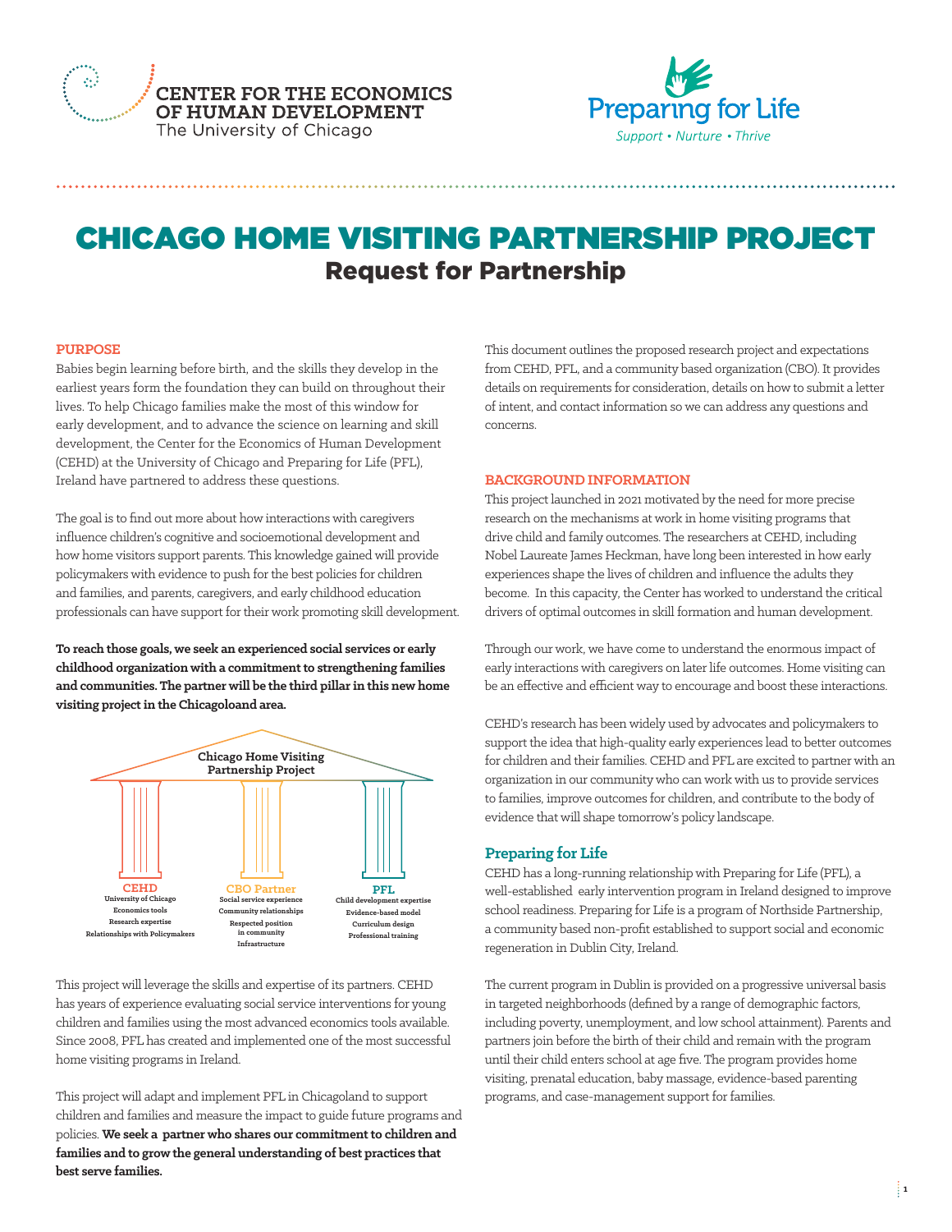CENTER FOR THE ECONOMICS OF HUMAN DEVELOPMENT
The University of Chicago

Preparing for Life
*Support • Nurture • Thrive*

# CHICAGO HOME VISITING PARTNERSHIP PROJECT
## Request for Partnership

### PURPOSE

Babies begin learning before birth, and the skills they develop in the earliest years form the foundation they can build on throughout their lives. To help Chicago families make the most of this window for early development, and to advance the science on learning and skill development, the Center for the Economics of Human Development (CEHD) at the University of Chicago and Preparing for Life (PFL), Ireland have partnered to address these questions.

The goal is to find out more about how interactions with caregivers influence children's cognitive and socioemotional development and how home visitors support parents. This knowledge gained will provide policymakers with evidence to push for the best policies for children and families, and parents, caregivers, and early childhood education professionals can have support for their work promoting skill development.

**To reach those goals, we seek an experienced social services or early childhood organization with a commitment to strengthening families and communities. The partner will be the third pillar in this new home visiting project in the Chicagoland area.**

**Chicago Home Visiting Partnership Project**

- **CEHD**: University of Chicago; Economics tools; Research expertise; Relationships with Policymakers
- **CBO Partner**: Social service experience; Community relationships; Respected position in community; Infrastructure
- **PFL**: Child development expertise; Evidence-based model; Curriculum design; Professional training

This project will leverage the skills and expertise of its partners. CEHD has years of experience evaluating social service interventions for young children and families using the most advanced economics tools available. Since 2008, PFL has created and implemented one of the most successful home visiting programs in Ireland.

This project will adapt and implement PFL in Chicagoland to support children and families and measure the impact to guide future programs and policies. **We seek a partner who shares our commitment to children and families and to grow the general understanding of best practices that best serve families.**

This document outlines the proposed research project and expectations from CEHD, PFL, and a community based organization (CBO). It provides details on requirements for consideration, details on how to submit a letter of intent, and contact information so we can address any questions and concerns.

### BACKGROUND INFORMATION

This project launched in 2021 motivated by the need for more precise research on the mechanisms at work in home visiting programs that drive child and family outcomes. The researchers at CEHD, including Nobel Laureate James Heckman, have long been interested in how early experiences shape the lives of children and influence the adults they become. In this capacity, the Center has worked to understand the critical drivers of optimal outcomes in skill formation and human development.

Through our work, we have come to understand the enormous impact of early interactions with caregivers on later life outcomes. Home visiting can be an effective and efficient way to encourage and boost these interactions.

CEHD's research has been widely used by advocates and policymakers to support the idea that high-quality early experiences lead to better outcomes for children and their families. CEHD and PFL are excited to partner with an organization in our community who can work with us to provide services to families, improve outcomes for children, and contribute to the body of evidence that will shape tomorrow's policy landscape.

### Preparing for Life

CEHD has a long-running relationship with Preparing for Life (PFL), a well-established early intervention program in Ireland designed to improve school readiness. Preparing for Life is a program of Northside Partnership, a community based non-profit established to support social and economic regeneration in Dublin City, Ireland.

The current program in Dublin is provided on a progressive universal basis in targeted neighborhoods (defined by a range of demographic factors, including poverty, unemployment, and low school attainment). Parents and partners join before the birth of their child and remain with the program until their child enters school at age five. The program provides home visiting, prenatal education, baby massage, evidence-based parenting programs, and case-management support for families.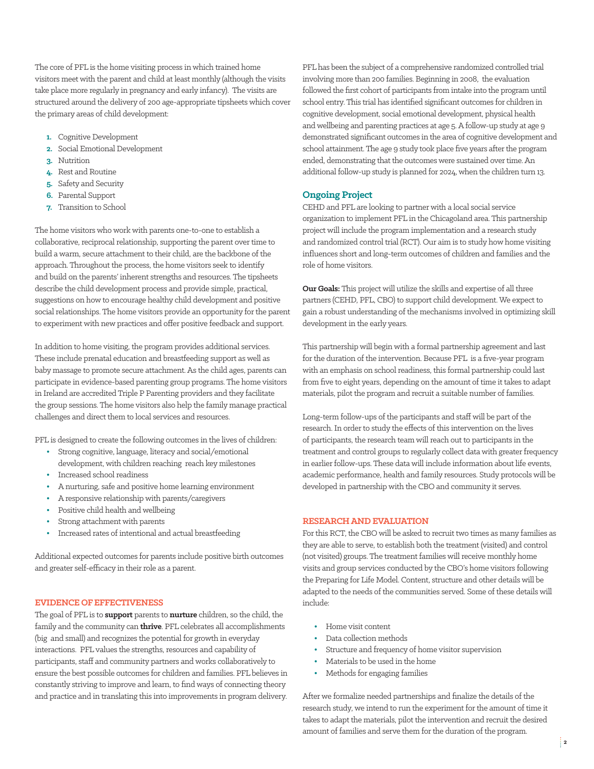The core of PFL is the home visiting process in which trained home visitors meet with the parent and child at least monthly (although the visits take place more regularly in pregnancy and early infancy). The visits are structured around the delivery of 200 age-appropriate tipsheets which cover the primary areas of child development:

1. Cognitive Development
2. Social Emotional Development
3. Nutrition
4. Rest and Routine
5. Safety and Security
6. Parental Support
7. Transition to School

The home visitors who work with parents one-to-one to establish a collaborative, reciprocal relationship, supporting the parent over time to build a warm, secure attachment to their child, are the backbone of the approach. Throughout the process, the home visitors seek to identify and build on the parents' inherent strengths and resources. The tipsheets describe the child development process and provide simple, practical, suggestions on how to encourage healthy child development and positive social relationships. The home visitors provide an opportunity for the parent to experiment with new practices and offer positive feedback and support.

In addition to home visiting, the program provides additional services. These include prenatal education and breastfeeding support as well as baby massage to promote secure attachment. As the child ages, parents can participate in evidence-based parenting group programs. The home visitors in Ireland are accredited Triple P Parenting providers and they facilitate the group sessions. The home visitors also help the family manage practical challenges and direct them to local services and resources.

PFL is designed to create the following outcomes in the lives of children:

- Strong cognitive, language, literacy and social/emotional development, with children reaching reach key milestones
- Increased school readiness
- A nurturing, safe and positive home learning environment
- A responsive relationship with parents/caregivers
- Positive child health and wellbeing
- Strong attachment with parents
- Increased rates of intentional and actual breastfeeding

Additional expected outcomes for parents include positive birth outcomes and greater self-efficacy in their role as a parent.

## EVIDENCE OF EFFECTIVENESS

The goal of PFL is to **support** parents to **nurture** children, so the child, the family and the community can **thrive**. PFL celebrates all accomplishments (big and small) and recognizes the potential for growth in everyday interactions. PFL values the strengths, resources and capability of participants, staff and community partners and works collaboratively to ensure the best possible outcomes for children and families. PFL believes in constantly striving to improve and learn, to find ways of connecting theory and practice and in translating this into improvements in program delivery.

PFL has been the subject of a comprehensive randomized controlled trial involving more than 200 families. Beginning in 2008, the evaluation followed the first cohort of participants from intake into the program until school entry. This trial has identified significant outcomes for children in cognitive development, social emotional development, physical health and wellbeing and parenting practices at age 5. A follow-up study at age 9 demonstrated significant outcomes in the area of cognitive development and school attainment. The age 9 study took place five years after the program ended, demonstrating that the outcomes were sustained over time. An additional follow-up study is planned for 2024, when the children turn 13.

### Ongoing Project

CEHD and PFL are looking to partner with a local social service organization to implement PFL in the Chicagoland area. This partnership project will include the program implementation and a research study and randomized control trial (RCT). Our aim is to study how home visiting influences short and long-term outcomes of children and families and the role of home visitors.

**Our Goals:** This project will utilize the skills and expertise of all three partners (CEHD, PFL, CBO) to support child development. We expect to gain a robust understanding of the mechanisms involved in optimizing skill development in the early years.

This partnership will begin with a formal partnership agreement and last for the duration of the intervention. Because PFL is a five-year program with an emphasis on school readiness, this formal partnership could last from five to eight years, depending on the amount of time it takes to adapt materials, pilot the program and recruit a suitable number of families.

Long-term follow-ups of the participants and staff will be part of the research. In order to study the effects of this intervention on the lives of participants, the research team will reach out to participants in the treatment and control groups to regularly collect data with greater frequency in earlier follow-ups. These data will include information about life events, academic performance, health and family resources. Study protocols will be developed in partnership with the CBO and community it serves.

## RESEARCH AND EVALUATION

For this RCT, the CBO will be asked to recruit two times as many families as they are able to serve, to establish both the treatment (visited) and control (not visited) groups. The treatment families will receive monthly home visits and group services conducted by the CBO's home visitors following the Preparing for Life Model. Content, structure and other details will be adapted to the needs of the communities served. Some of these details will include:

- Home visit content
- Data collection methods
- Structure and frequency of home visitor supervision
- Materials to be used in the home
- Methods for engaging families

After we formalize needed partnerships and finalize the details of the research study, we intend to run the experiment for the amount of time it takes to adapt the materials, pilot the intervention and recruit the desired amount of families and serve them for the duration of the program.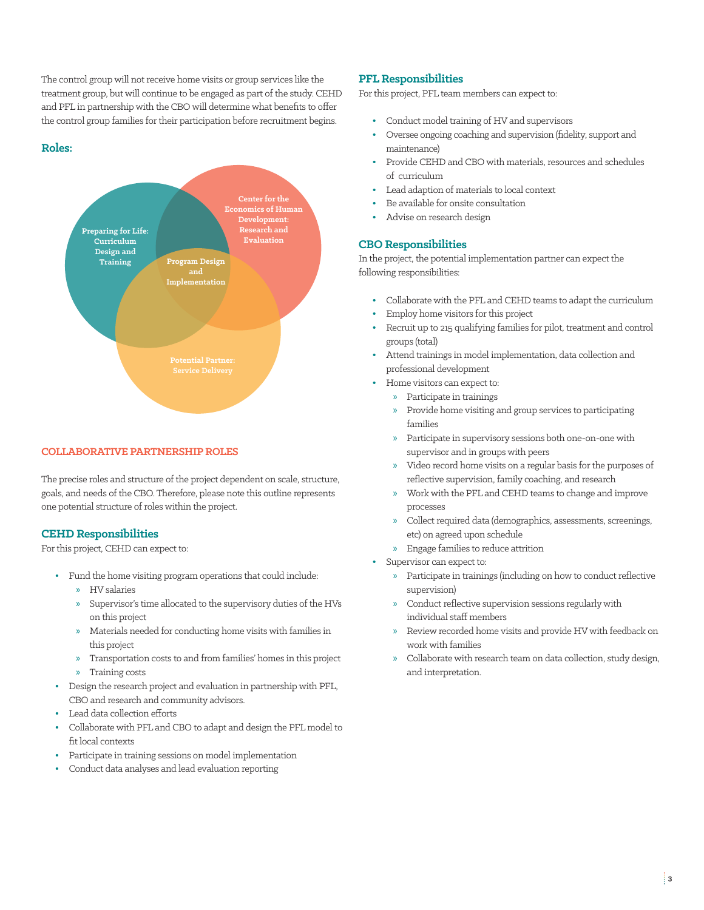The control group will not receive home visits or group services like the treatment group, but will continue to be engaged as part of the study. CEHD and PFL in partnership with the CBO will determine what benefits to offer the control group families for their participation before recruitment begins.

### Roles:

Preparing for Life: Curriculum Design and Training

Center for the Economics of Human Development: Research and Evaluation

Program Design and Implementation

Potential Partner: Service Delivery

## COLLABORATIVE PARTNERSHIP ROLES

The precise roles and structure of the project dependent on scale, structure, goals, and needs of the CBO. Therefore, please note this outline represents one potential structure of roles within the project.

### CEHD Responsibilities

For this project, CEHD can expect to:

- Fund the home visiting program operations that could include:
  - HV salaries
  - Supervisor's time allocated to the supervisory duties of the HVs on this project
  - Materials needed for conducting home visits with families in this project
  - Transportation costs to and from families' homes in this project
  - Training costs
- Design the research project and evaluation in partnership with PFL, CBO and research and community advisors.
- Lead data collection efforts
- Collaborate with PFL and CBO to adapt and design the PFL model to fit local contexts
- Participate in training sessions on model implementation
- Conduct data analyses and lead evaluation reporting

### PFL Responsibilities

For this project, PFL team members can expect to:

- Conduct model training of HV and supervisors
- Oversee ongoing coaching and supervision (fidelity, support and maintenance)
- Provide CEHD and CBO with materials, resources and schedules of curriculum
- Lead adaption of materials to local context
- Be available for onsite consultation
- Advise on research design

### CBO Responsibilities

In the project, the potential implementation partner can expect the following responsibilities:

- Collaborate with the PFL and CEHD teams to adapt the curriculum
- Employ home visitors for this project
- Recruit up to 215 qualifying families for pilot, treatment and control groups (total)
- Attend trainings in model implementation, data collection and professional development
- Home visitors can expect to:
  - Participate in trainings
  - Provide home visiting and group services to participating families
  - Participate in supervisory sessions both one-on-one with supervisor and in groups with peers
  - Video record home visits on a regular basis for the purposes of reflective supervision, family coaching, and research
  - Work with the PFL and CEHD teams to change and improve processes
  - Collect required data (demographics, assessments, screenings, etc) on agreed upon schedule
  - Engage families to reduce attrition
- Supervisor can expect to:
  - Participate in trainings (including on how to conduct reflective supervision)
  - Conduct reflective supervision sessions regularly with individual staff members
  - Review recorded home visits and provide HV with feedback on work with families
  - Collaborate with research team on data collection, study design, and interpretation.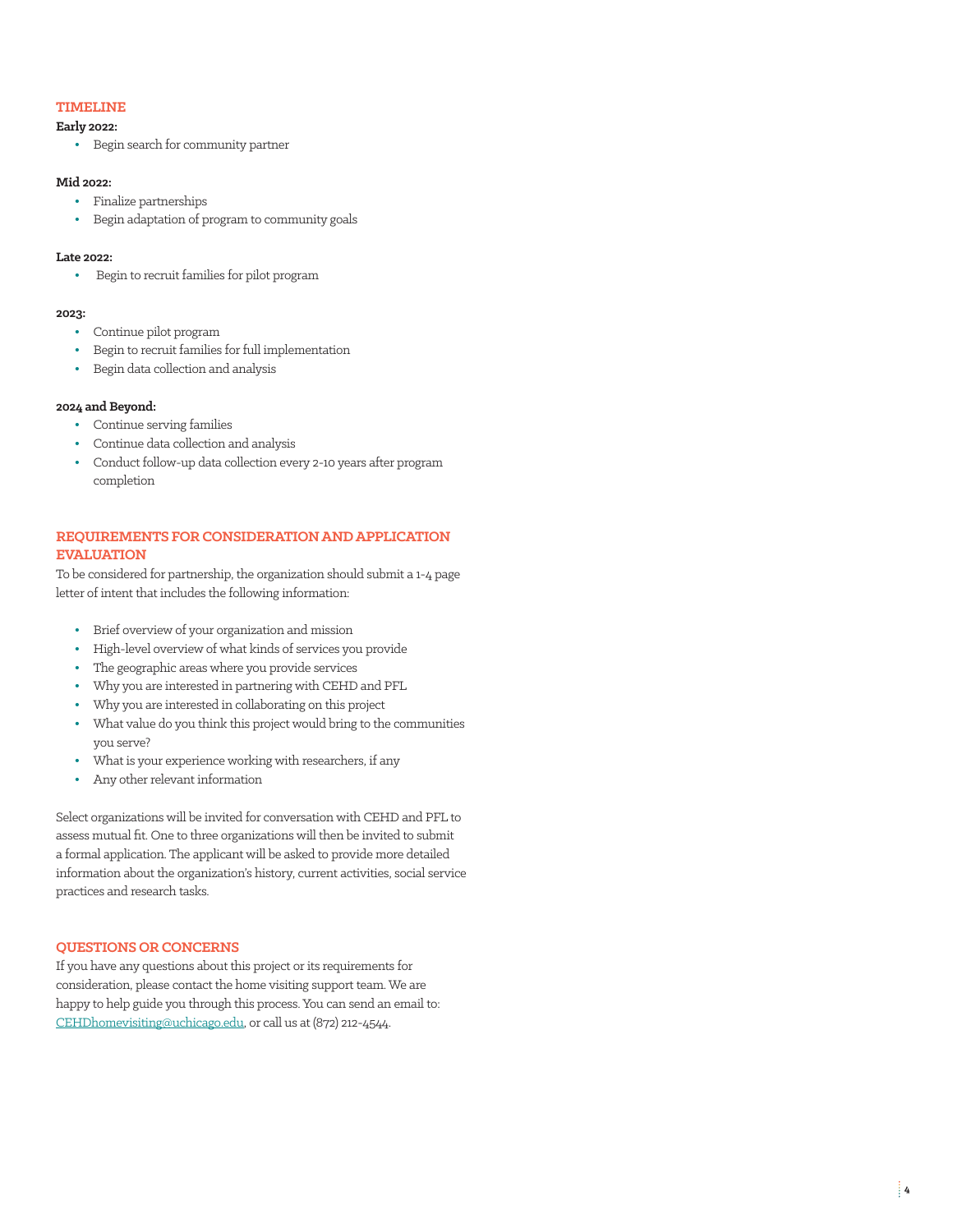## TIMELINE

**Early 2022:**

- Begin search for community partner

**Mid 2022:**

- Finalize partnerships
- Begin adaptation of program to community goals

**Late 2022:**

- Begin to recruit families for pilot program

**2023:**

- Continue pilot program
- Begin to recruit families for full implementation
- Begin data collection and analysis

**2024 and Beyond:**

- Continue serving families
- Continue data collection and analysis
- Conduct follow-up data collection every 2-10 years after program completion

## REQUIREMENTS FOR CONSIDERATION AND APPLICATION EVALUATION

To be considered for partnership, the organization should submit a 1-4 page letter of intent that includes the following information:

- Brief overview of your organization and mission
- High-level overview of what kinds of services you provide
- The geographic areas where you provide services
- Why you are interested in partnering with CEHD and PFL
- Why you are interested in collaborating on this project
- What value do you think this project would bring to the communities you serve?
- What is your experience working with researchers, if any
- Any other relevant information

Select organizations will be invited for conversation with CEHD and PFL to assess mutual fit. One to three organizations will then be invited to submit a formal application. The applicant will be asked to provide more detailed information about the organization's history, current activities, social service practices and research tasks.

## QUESTIONS OR CONCERNS

If you have any questions about this project or its requirements for consideration, please contact the home visiting support team. We are happy to help guide you through this process. You can send an email to: CEHDhomevisiting@uchicago.edu, or call us at (872) 212-4544.